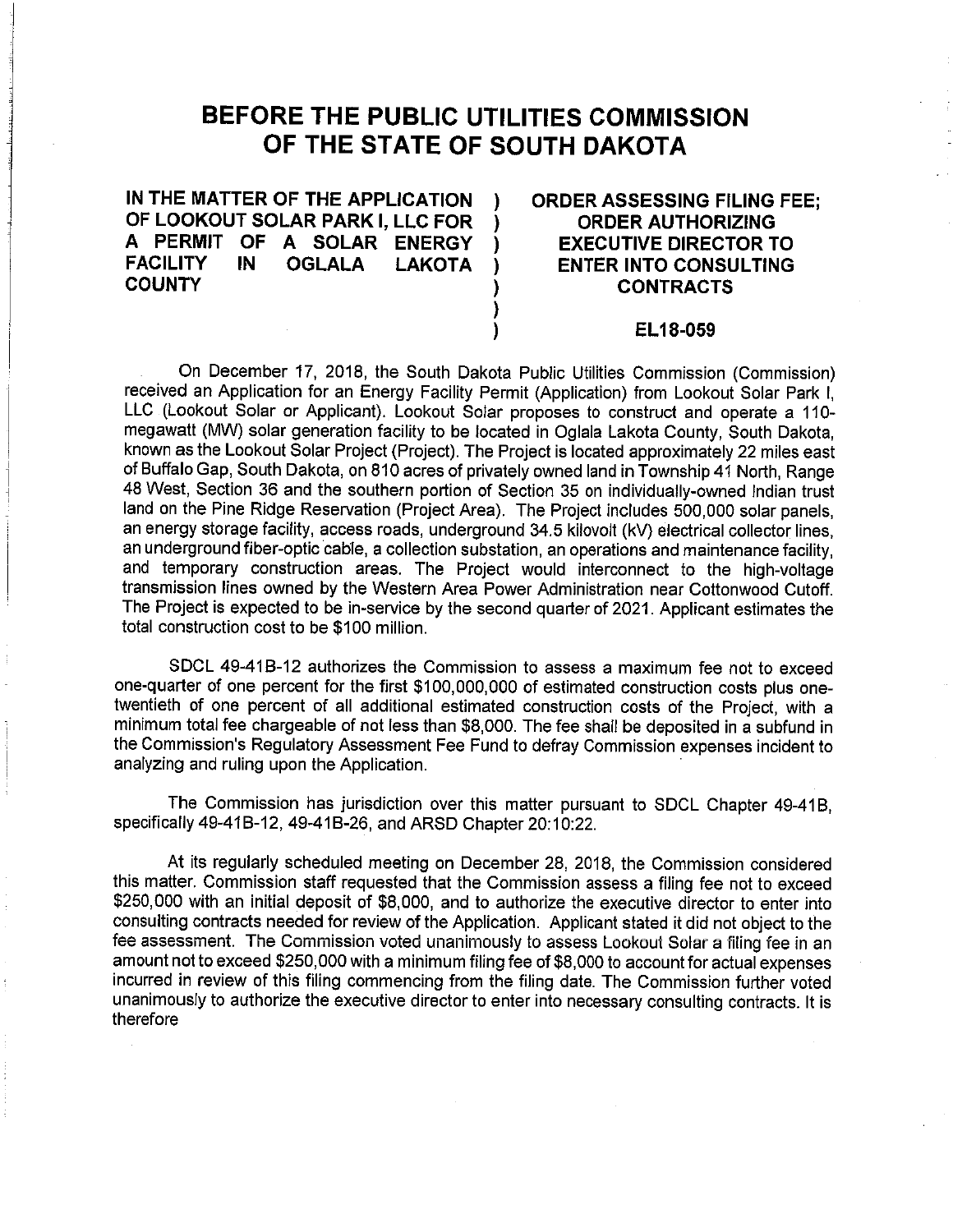# BEFORE THE PUBLIC UTILITIES COMMISSION OF THE STATE OF SOUTH DAKOTA

| | | |
|---|---|---|
| **IN THE MATTER OF THE APPLICATION OF LOOKOUT SOLAR PARK I, LLC FOR A PERMIT OF A SOLAR ENERGY FACILITY IN OGLALA LAKOTA COUNTY** | ) ) ) ) ) ) ) | **ORDER ASSESSING FILING FEE; ORDER AUTHORIZING EXECUTIVE DIRECTOR TO ENTER INTO CONSULTING CONTRACTS** <br><br> **EL18-059** |

On December 17, 2018, the South Dakota Public Utilities Commission (Commission) received an Application for an Energy Facility Permit (Application) from Lookout Solar Park I, LLC (Lookout Solar or Applicant). Lookout Solar proposes to construct and operate a 110-megawatt (MW) solar generation facility to be located in Oglala Lakota County, South Dakota, known as the Lookout Solar Project (Project). The Project is located approximately 22 miles east of Buffalo Gap, South Dakota, on 810 acres of privately owned land in Township 41 North, Range 48 West, Section 36 and the southern portion of Section 35 on individually-owned Indian trust land on the Pine Ridge Reservation (Project Area). The Project includes 500,000 solar panels, an energy storage facility, access roads, underground 34.5 kilovolt (kV) electrical collector lines, an underground fiber-optic cable, a collection substation, an operations and maintenance facility, and temporary construction areas. The Project would interconnect to the high-voltage transmission lines owned by the Western Area Power Administration near Cottonwood Cutoff. The Project is expected to be in-service by the second quarter of 2021. Applicant estimates the total construction cost to be $100 million.

SDCL 49-41B-12 authorizes the Commission to assess a maximum fee not to exceed one-quarter of one percent for the first $100,000,000 of estimated construction costs plus one-twentieth of one percent of all additional estimated construction costs of the Project, with a minimum total fee chargeable of not less than $8,000. The fee shall be deposited in a subfund in the Commission's Regulatory Assessment Fee Fund to defray Commission expenses incident to analyzing and ruling upon the Application.

The Commission has jurisdiction over this matter pursuant to SDCL Chapter 49-41B, specifically 49-41B-12, 49-41B-26, and ARSD Chapter 20:10:22.

At its regularly scheduled meeting on December 28, 2018, the Commission considered this matter. Commission staff requested that the Commission assess a filing fee not to exceed $250,000 with an initial deposit of $8,000, and to authorize the executive director to enter into consulting contracts needed for review of the Application. Applicant stated it did not object to the fee assessment. The Commission voted unanimously to assess Lookout Solar a filing fee in an amount not to exceed $250,000 with a minimum filing fee of $8,000 to account for actual expenses incurred in review of this filing commencing from the filing date. The Commission further voted unanimously to authorize the executive director to enter into necessary consulting contracts. It is therefore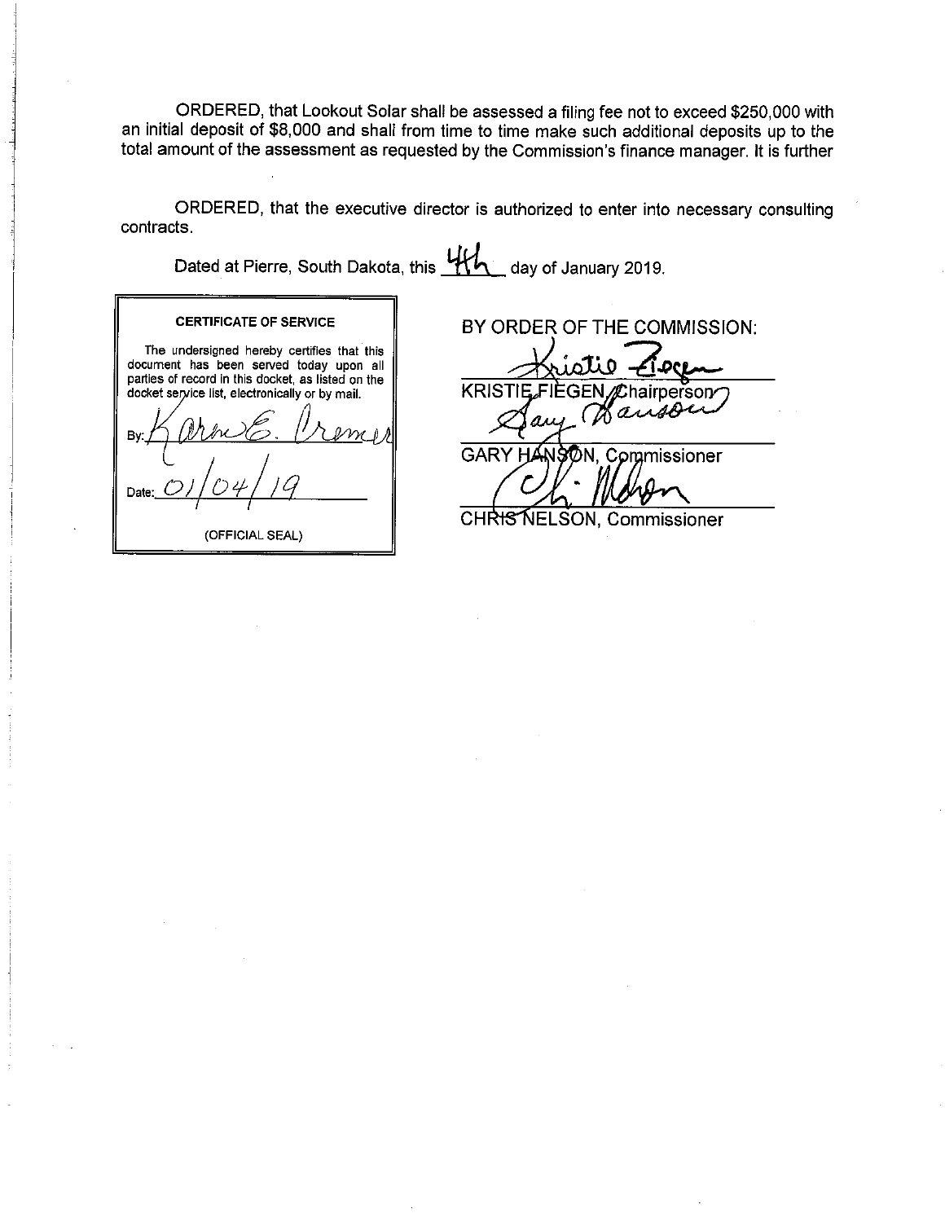ORDERED, that Lookout Solar shall be assessed a filing fee not to exceed $250,000 with an initial deposit of $8,000 and shall from time to time make such additional deposits up to the total amount of the assessment as requested by the Commission's finance manager. It is further

ORDERED, that the executive director is authorized to enter into necessary consulting contracts.

Dated at Pierre, South Dakota, this 4th day of January 2019.

**CERTIFICATE OF SERVICE**

The undersigned hereby certifies that this document has been served today upon all parties of record in this docket, as listed on the docket service list, electronically or by mail.

By: Karen E. Cremer

Date: 01/04/19

(OFFICIAL SEAL)

BY ORDER OF THE COMMISSION:

Kristie Fiegen

KRISTIE FIEGEN, Chairperson

Gary Hanson

GARY HANSON, Commissioner

Chris Nelson

CHRIS NELSON, Commissioner